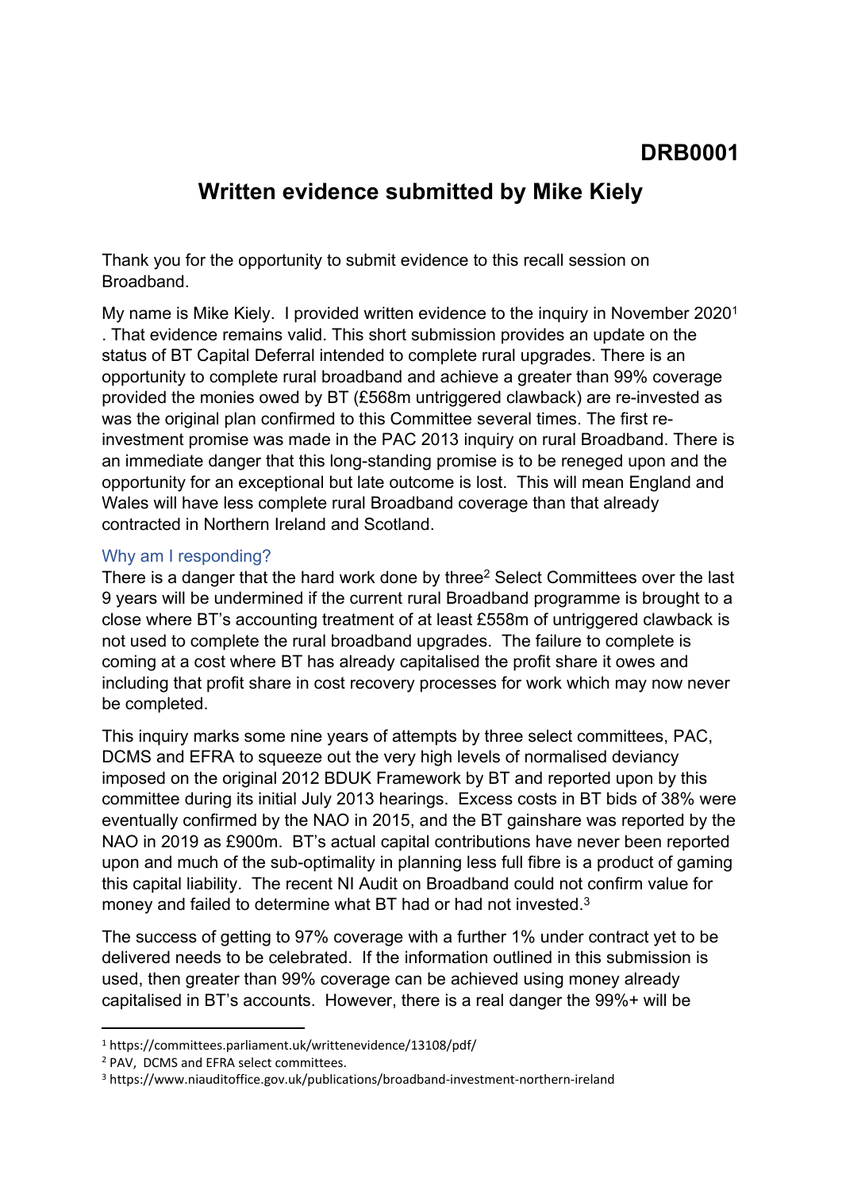**DRB0001**

# Written evidence submitted by Mike Kiely

Thank you for the opportunity to submit evidence to this recall session on Broadband.

My name is Mike Kiely. I provided written evidence to the inquiry in November 2020[1]. That evidence remains valid. This short submission provides an update on the status of BT Capital Deferral intended to complete rural upgrades. There is an opportunity to complete rural broadband and achieve a greater than 99% coverage provided the monies owed by BT (£568m untriggered clawback) are re-invested as was the original plan confirmed to this Committee several times. The first re-investment promise was made in the PAC 2013 inquiry on rural Broadband. There is an immediate danger that this long-standing promise is to be reneged upon and the opportunity for an exceptional but late outcome is lost. This will mean England and Wales will have less complete rural Broadband coverage than that already contracted in Northern Ireland and Scotland.

## Why am I responding?

There is a danger that the hard work done by three[2] Select Committees over the last 9 years will be undermined if the current rural Broadband programme is brought to a close where BT's accounting treatment of at least £558m of untriggered clawback is not used to complete the rural broadband upgrades. The failure to complete is coming at a cost where BT has already capitalised the profit share it owes and including that profit share in cost recovery processes for work which may now never be completed.

This inquiry marks some nine years of attempts by three select committees, PAC, DCMS and EFRA to squeeze out the very high levels of normalised deviancy imposed on the original 2012 BDUK Framework by BT and reported upon by this committee during its initial July 2013 hearings. Excess costs in BT bids of 38% were eventually confirmed by the NAO in 2015, and the BT gainshare was reported by the NAO in 2019 as £900m. BT's actual capital contributions have never been reported upon and much of the sub-optimality in planning less full fibre is a product of gaming this capital liability. The recent NI Audit on Broadband could not confirm value for money and failed to determine what BT had or had not invested.[3]

The success of getting to 97% coverage with a further 1% under contract yet to be delivered needs to be celebrated. If the information outlined in this submission is used, then greater than 99% coverage can be achieved using money already capitalised in BT's accounts. However, there is a real danger the 99%+ will be

---

[1] https://committees.parliament.uk/writtenevidence/13108/pdf/

[2] PAV, DCMS and EFRA select committees.

[3] https://www.niauditoffice.gov.uk/publications/broadband-investment-northern-ireland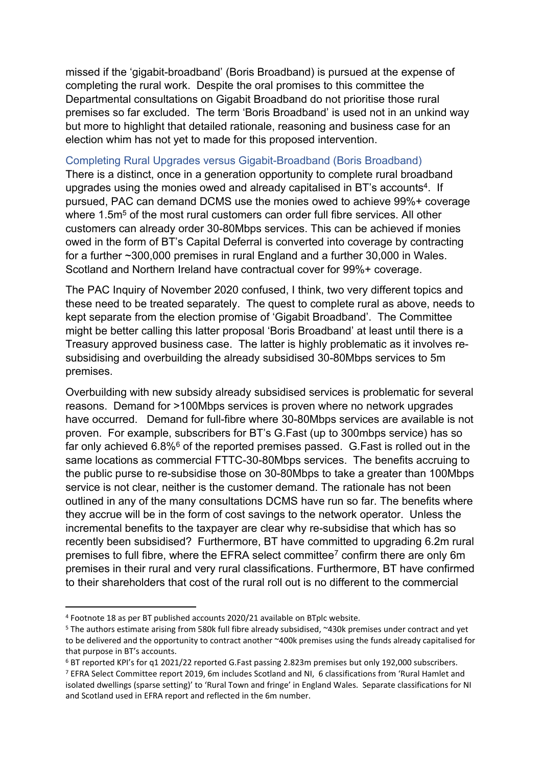missed if the 'gigabit-broadband' (Boris Broadband) is pursued at the expense of completing the rural work. Despite the oral promises to this committee the Departmental consultations on Gigabit Broadband do not prioritise those rural premises so far excluded. The term 'Boris Broadband' is used not in an unkind way but more to highlight that detailed rationale, reasoning and business case for an election whim has not yet to made for this proposed intervention.

### Completing Rural Upgrades versus Gigabit-Broadband (Boris Broadband)

There is a distinct, once in a generation opportunity to complete rural broadband upgrades using the monies owed and already capitalised in BT's accounts[4]. If pursued, PAC can demand DCMS use the monies owed to achieve 99%+ coverage where 1.5m[5] of the most rural customers can order full fibre services. All other customers can already order 30-80Mbps services. This can be achieved if monies owed in the form of BT's Capital Deferral is converted into coverage by contracting for a further ~300,000 premises in rural England and a further 30,000 in Wales. Scotland and Northern Ireland have contractual cover for 99%+ coverage.

The PAC Inquiry of November 2020 confused, I think, two very different topics and these need to be treated separately. The quest to complete rural as above, needs to kept separate from the election promise of 'Gigabit Broadband'. The Committee might be better calling this latter proposal 'Boris Broadband' at least until there is a Treasury approved business case. The latter is highly problematic as it involves re-subsidising and overbuilding the already subsidised 30-80Mbps services to 5m premises.

Overbuilding with new subsidy already subsidised services is problematic for several reasons. Demand for >100Mbps services is proven where no network upgrades have occurred. Demand for full-fibre where 30-80Mbps services are available is not proven. For example, subscribers for BT's G.Fast (up to 300mbps service) has so far only achieved 6.8%[6] of the reported premises passed. G.Fast is rolled out in the same locations as commercial FTTC-30-80Mbps services. The benefits accruing to the public purse to re-subsidise those on 30-80Mbps to take a greater than 100Mbps service is not clear, neither is the customer demand. The rationale has not been outlined in any of the many consultations DCMS have run so far. The benefits where they accrue will be in the form of cost savings to the network operator. Unless the incremental benefits to the taxpayer are clear why re-subsidise that which has so recently been subsidised? Furthermore, BT have committed to upgrading 6.2m rural premises to full fibre, where the EFRA select committee[7] confirm there are only 6m premises in their rural and very rural classifications. Furthermore, BT have confirmed to their shareholders that cost of the rural roll out is no different to the commercial

---

[4] Footnote 18 as per BT published accounts 2020/21 available on BTplc website.

[5] The authors estimate arising from 580k full fibre already subsidised, ~430k premises under contract and yet to be delivered and the opportunity to contract another ~400k premises using the funds already capitalised for that purpose in BT's accounts.

[6] BT reported KPI's for q1 2021/22 reported G.Fast passing 2.823m premises but only 192,000 subscribers.

[7] EFRA Select Committee report 2019, 6m includes Scotland and NI, 6 classifications from 'Rural Hamlet and isolated dwellings (sparse setting)' to 'Rural Town and fringe' in England Wales. Separate classifications for NI and Scotland used in EFRA report and reflected in the 6m number.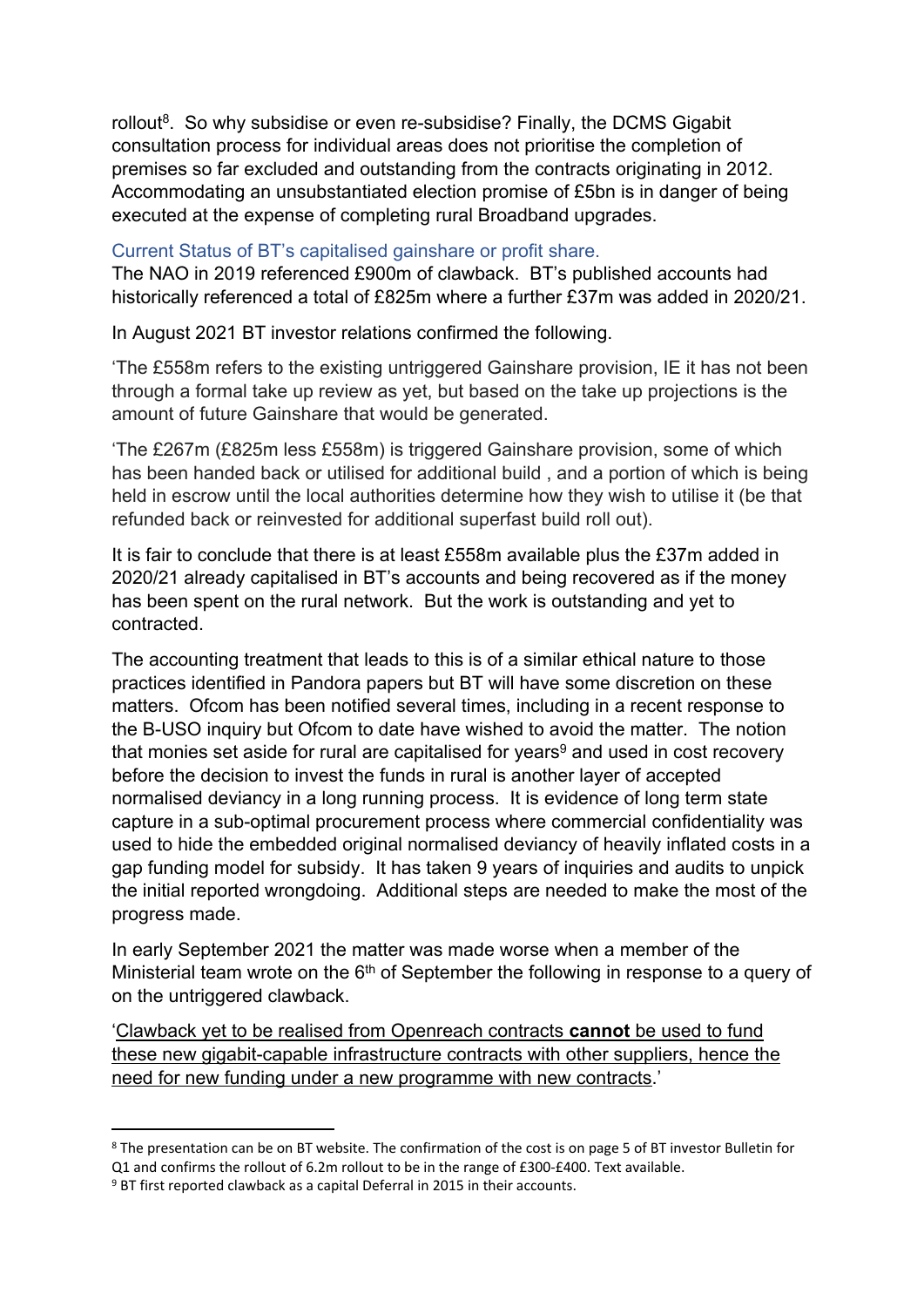rollout[8]. So why subsidise or even re-subsidise? Finally, the DCMS Gigabit consultation process for individual areas does not prioritise the completion of premises so far excluded and outstanding from the contracts originating in 2012. Accommodating an unsubstantiated election promise of £5bn is in danger of being executed at the expense of completing rural Broadband upgrades.

### Current Status of BT's capitalised gainshare or profit share.

The NAO in 2019 referenced £900m of clawback. BT's published accounts had historically referenced a total of £825m where a further £37m was added in 2020/21.

In August 2021 BT investor relations confirmed the following.

'The £558m refers to the existing untriggered Gainshare provision, IE it has not been through a formal take up review as yet, but based on the take up projections is the amount of future Gainshare that would be generated.

'The £267m (£825m less £558m) is triggered Gainshare provision, some of which has been handed back or utilised for additional build , and a portion of which is being held in escrow until the local authorities determine how they wish to utilise it (be that refunded back or reinvested for additional superfast build roll out).

It is fair to conclude that there is at least £558m available plus the £37m added in 2020/21 already capitalised in BT's accounts and being recovered as if the money has been spent on the rural network. But the work is outstanding and yet to contracted.

The accounting treatment that leads to this is of a similar ethical nature to those practices identified in Pandora papers but BT will have some discretion on these matters. Ofcom has been notified several times, including in a recent response to the B-USO inquiry but Ofcom to date have wished to avoid the matter. The notion that monies set aside for rural are capitalised for years[9] and used in cost recovery before the decision to invest the funds in rural is another layer of accepted normalised deviancy in a long running process. It is evidence of long term state capture in a sub-optimal procurement process where commercial confidentiality was used to hide the embedded original normalised deviancy of heavily inflated costs in a gap funding model for subsidy. It has taken 9 years of inquiries and audits to unpick the initial reported wrongdoing. Additional steps are needed to make the most of the progress made.

In early September 2021 the matter was made worse when a member of the Ministerial team wrote on the 6th of September the following in response to a query of on the untriggered clawback.

'<u>Clawback yet to be realised from Openreach contracts **cannot** be used to fund these new gigabit-capable infrastructure contracts with other suppliers, hence the need for new funding under a new programme with new contracts</u>.'

---

[8] The presentation can be on BT website. The confirmation of the cost is on page 5 of BT investor Bulletin for Q1 and confirms the rollout of 6.2m rollout to be in the range of £300-£400. Text available.

[9] BT first reported clawback as a capital Deferral in 2015 in their accounts.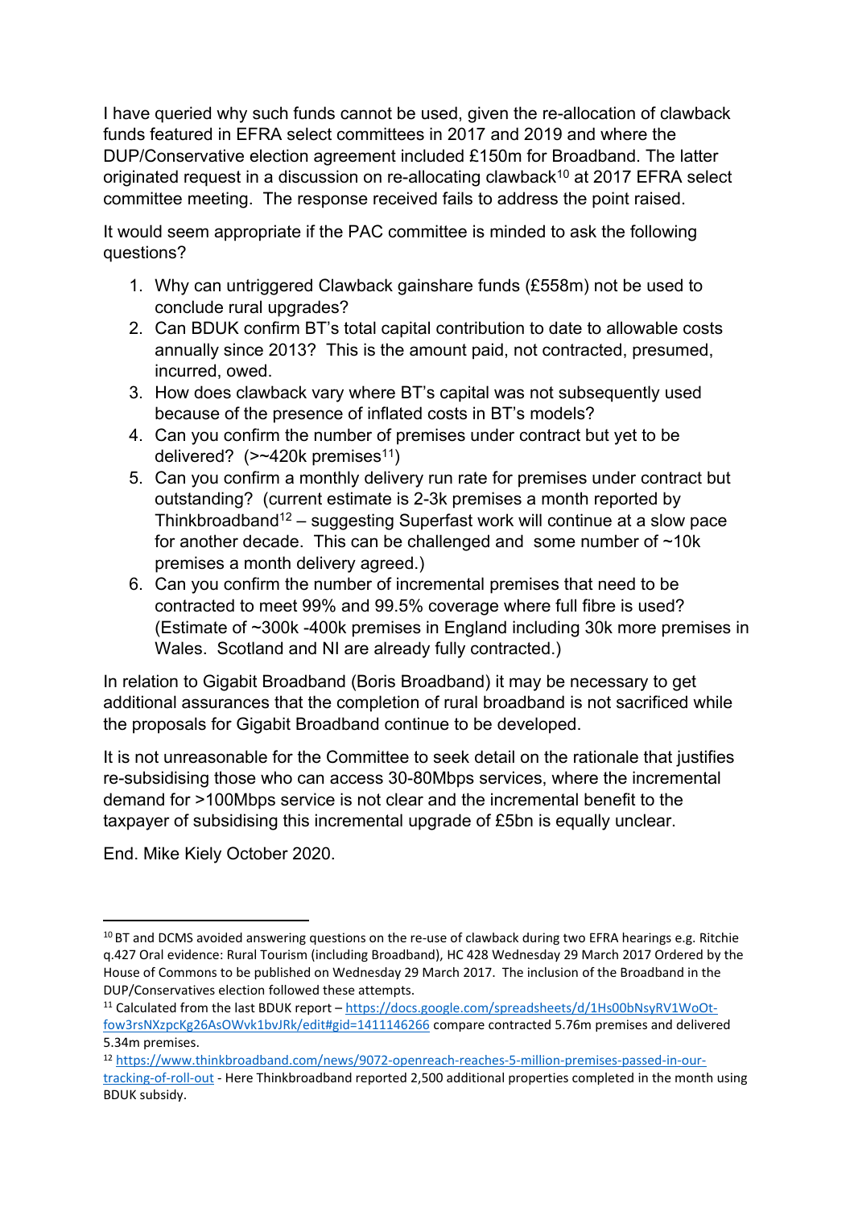I have queried why such funds cannot be used, given the re-allocation of clawback funds featured in EFRA select committees in 2017 and 2019 and where the DUP/Conservative election agreement included £150m for Broadband. The latter originated request in a discussion on re-allocating clawback[10] at 2017 EFRA select committee meeting. The response received fails to address the point raised.

It would seem appropriate if the PAC committee is minded to ask the following questions?

1. Why can untriggered Clawback gainshare funds (£558m) not be used to conclude rural upgrades?
2. Can BDUK confirm BT's total capital contribution to date to allowable costs annually since 2013? This is the amount paid, not contracted, presumed, incurred, owed.
3. How does clawback vary where BT's capital was not subsequently used because of the presence of inflated costs in BT's models?
4. Can you confirm the number of premises under contract but yet to be delivered? (>~420k premises[11])
5. Can you confirm a monthly delivery run rate for premises under contract but outstanding? (current estimate is 2-3k premises a month reported by Thinkbroadband[12] – suggesting Superfast work will continue at a slow pace for another decade. This can be challenged and some number of ~10k premises a month delivery agreed.)
6. Can you confirm the number of incremental premises that need to be contracted to meet 99% and 99.5% coverage where full fibre is used? (Estimate of ~300k -400k premises in England including 30k more premises in Wales. Scotland and NI are already fully contracted.)

In relation to Gigabit Broadband (Boris Broadband) it may be necessary to get additional assurances that the completion of rural broadband is not sacrificed while the proposals for Gigabit Broadband continue to be developed.

It is not unreasonable for the Committee to seek detail on the rationale that justifies re-subsidising those who can access 30-80Mbps services, where the incremental demand for >100Mbps service is not clear and the incremental benefit to the taxpayer of subsidising this incremental upgrade of £5bn is equally unclear.

End. Mike Kiely October 2020.

---

[10] BT and DCMS avoided answering questions on the re-use of clawback during two EFRA hearings e.g. Ritchie q.427 Oral evidence: Rural Tourism (including Broadband), HC 428 Wednesday 29 March 2017 Ordered by the House of Commons to be published on Wednesday 29 March 2017. The inclusion of the Broadband in the DUP/Conservatives election followed these attempts.

[11] Calculated from the last BDUK report – https://docs.google.com/spreadsheets/d/1Hs00bNsyRV1WoOt-fow3rsNXzpcKg26AsOWvk1bvJRk/edit#gid=1411146266 compare contracted 5.76m premises and delivered 5.34m premises.

[12] https://www.thinkbroadband.com/news/9072-openreach-reaches-5-million-premises-passed-in-our-tracking-of-roll-out - Here Thinkbroadband reported 2,500 additional properties completed in the month using BDUK subsidy.